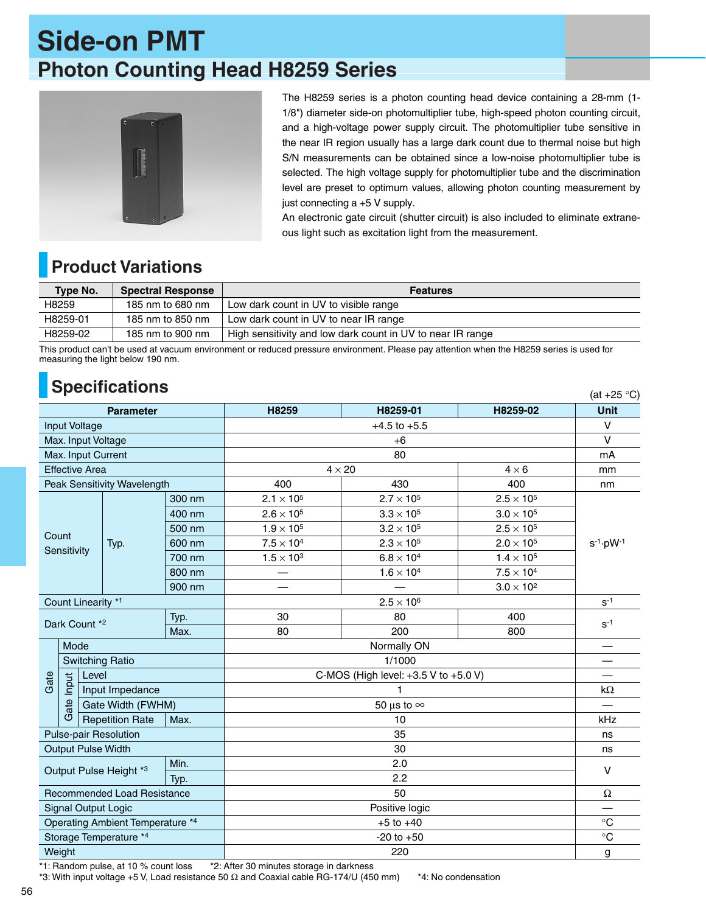# Side-on PMT

## Photon Counting Head H8259 Series

The H8259 series is a photon counting head device containing a 28-mm (1-1/8") diameter side-on photomultiplier tube, high-speed photon counting circuit, and a high-voltage power supply circuit. The photomultiplier tube sensitive in the near IR region usually has a large dark count due to thermal noise but high S/N measurements can be obtained since a low-noise photomultiplier tube is selected. The high voltage supply for photomultiplier tube and the discrimination level are preset to optimum values, allowing photon counting measurement by just connecting a +5 V supply.

An electronic gate circuit (shutter circuit) is also included to eliminate extraneous light such as excitation light from the measurement.

## Product Variations

| Type No. | Spectral Response | Features |
|---|---|---|
| H8259 | 185 nm to 680 nm | Low dark count in UV to visible range |
| H8259-01 | 185 nm to 850 nm | Low dark count in UV to near IR range |
| H8259-02 | 185 nm to 900 nm | High sensitivity and low dark count in UV to near IR range |

This product can't be used at vacuum environment or reduced pressure environment. Please pay attention when the H8259 series is used for measuring the light below 190 nm.

## Specifications

(at +25 °C)

| Parameter | | | H8259 | H8259-01 | H8259-02 | Unit |
|---|---|---|---|---|---|---|
| Input Voltage | | | +4.5 to +5.5 | | | V |
| Max. Input Voltage | | | +6 | | | V |
| Max. Input Current | | | 80 | | | mA |
| Effective Area | | | $4 \times 20$ | | $4 \times 6$ | mm |
| Peak Sensitivity Wavelength | | | 400 | 430 | 400 | nm |
| Count Sensitivity | Typ. | 300 nm | $2.1 \times 10^5$ | $2.7 \times 10^5$ | $2.5 \times 10^5$ | $s^{-1} \cdot pW^{-1}$ |
| | | 400 nm | $2.6 \times 10^5$ | $3.3 \times 10^5$ | $3.0 \times 10^5$ | |
| | | 500 nm | $1.9 \times 10^5$ | $3.2 \times 10^5$ | $2.5 \times 10^5$ | |
| | | 600 nm | $7.5 \times 10^4$ | $2.3 \times 10^5$ | $2.0 \times 10^5$ | |
| | | 700 nm | $1.5 \times 10^3$ | $6.8 \times 10^4$ | $1.4 \times 10^5$ | |
| | | 800 nm | — | $1.6 \times 10^4$ | $7.5 \times 10^4$ | |
| | | 900 nm | — | — | $3.0 \times 10^2$ | |
| Count Linearity *1 | | | $2.5 \times 10^6$ | | | $s^{-1}$ |
| Dark Count *2 | | Typ. | 30 | 80 | 400 | $s^{-1}$ |
| | | Max. | 80 | 200 | 800 | |
| Gate | Mode | | Normally ON | | | — |
| | Switching Ratio | | 1/1000 | | | — |
| | Gate Input: Level | | C-MOS (High level: +3.5 V to +5.0 V) | | | — |
| | Gate Input: Input Impedance | | 1 | | | kΩ |
| | Gate Input: Gate Width (FWHM) | | 50 μs to ∞ | | | — |
| | Gate Input: Repetition Rate | Max. | 10 | | | kHz |
| Pulse-pair Resolution | | | 35 | | | ns |
| Output Pulse Width | | | 30 | | | ns |
| Output Pulse Height *3 | | Min. | 2.0 | | | V |
| | | Typ. | 2.2 | | | |
| Recommended Load Resistance | | | 50 | | | Ω |
| Signal Output Logic | | | Positive logic | | | — |
| Operating Ambient Temperature *4 | | | +5 to +40 | | | °C |
| Storage Temperature *4 | | | -20 to +50 | | | °C |
| Weight | | | 220 | | | g |

*1: Random pulse, at 10 % count loss *2: After 30 minutes storage in darkness
*3: With input voltage +5 V, Load resistance 50 Ω and Coaxial cable RG-174/U (450 mm) *4: No condensation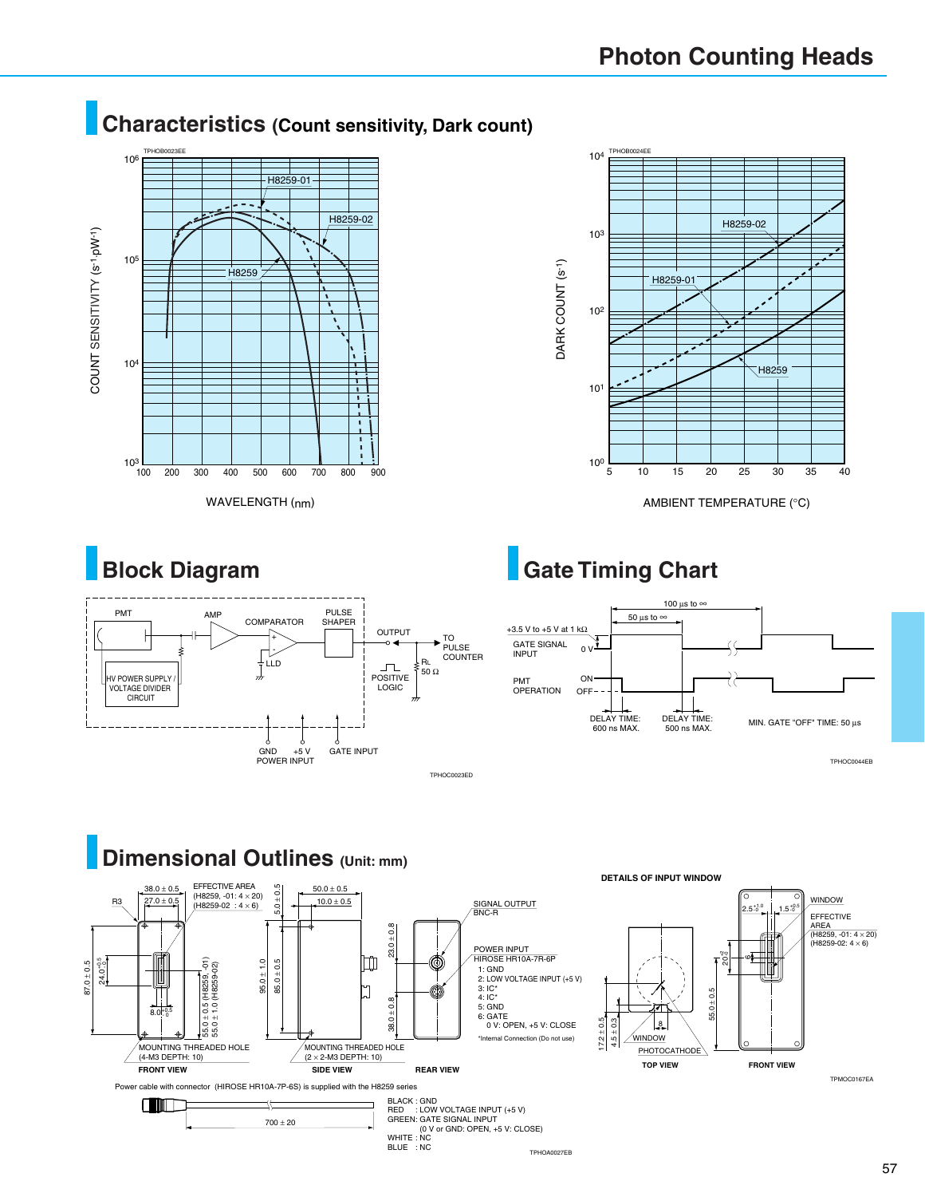## Characteristics (Count sensitivity, Dark count)

TPHOB0023EE

COUNT SENSITIVITY ($s^{-1} \cdot pW^{-1}$)

$10^6$
$10^5$
$10^4$
$10^3$

100 200 300 400 500 600 700 800 900

WAVELENGTH (nm)

H8259-01
H8259-02
H8259

TPHOB0024EE

DARK COUNT ($s^{-1}$)

$10^4$
$10^3$
$10^2$
$10^1$
$10^0$

5 10 15 20 25 30 35 40

AMBIENT TEMPERATURE (°C)

H8259-02
H8259-01
H8259

## Block Diagram

PMT
AMP
COMPARATOR
PULSE SHAPER
OUTPUT
TO PULSE COUNTER
LLD
HV POWER SUPPLY / VOLTAGE DIVIDER CIRCUIT
POSITIVE LOGIC
RL 50 Ω
GND
+5 V
POWER INPUT
GATE INPUT

TPHOC0023ED

## Gate Timing Chart

100 µs to ∞
50 µs to ∞
+3.5 V to +5 V at 1 kΩ
GATE SIGNAL INPUT
0 V
PMT OPERATION
ON
OFF
DELAY TIME: 600 ns MAX.
DELAY TIME: 500 ns MAX.
MIN. GATE "OFF" TIME: 50 µs

TPHOC0044EB

## Dimensional Outlines (Unit: mm)

38.0 ± 0.5
27.0 ± 0.5
R3
EFFECTIVE AREA
(H8259, -01: 4 × 20)
(H8259-02 : 4 × 6)
87.0 ± 0.5
24.0 +0.5/-0
8.0 +0.5/-0
55.0 ± 0.5 (H8259, -01)
55.0 ± 1.0 (H8259-02)
MOUNTING THREADED HOLE
(4-M3 DEPTH: 10)
FRONT VIEW

5.0 ± 0.5
50.0 ± 0.5
10.0 ± 0.5
95.0 ± 1.0
85.0 ± 0.5
MOUNTING THREADED HOLE
(2 × 2-M3 DEPTH: 10)
SIDE VIEW

23.0 ± 0.8
38.0 ± 0.8
REAR VIEW

SIGNAL OUTPUT
BNC-R

POWER INPUT
HIROSE HR10A-7R-6P
1: GND
2: LOW VOLTAGE INPUT (+5 V)
3: IC*
4: IC*
5: GND
6: GATE
0 V: OPEN, +5 V: CLOSE
*Internal Connection (Do not use)

DETAILS OF INPUT WINDOW

17.2 ± 0.5
4.5 ± 0.3
8
WINDOW
PHOTOCATHODE
TOP VIEW

2.5 +1.0/-0
1.5 +0.5/-0
20 +2/-0
6
55.0 ± 0.5
WINDOW
EFFECTIVE AREA
(H8259, -01: 4 × 20)
(H8259-02: 4 × 6)
FRONT VIEW

TPMOC0167EA

Power cable with connector (HIROSE HR10A-7P-6S) is supplied with the H8259 series

700 ± 20

BLACK : GND
RED : LOW VOLTAGE INPUT (+5 V)
GREEN: GATE SIGNAL INPUT
(0 V or GND: OPEN, +5 V: CLOSE)
WHITE : NC
BLUE : NC

TPHOA0027EB